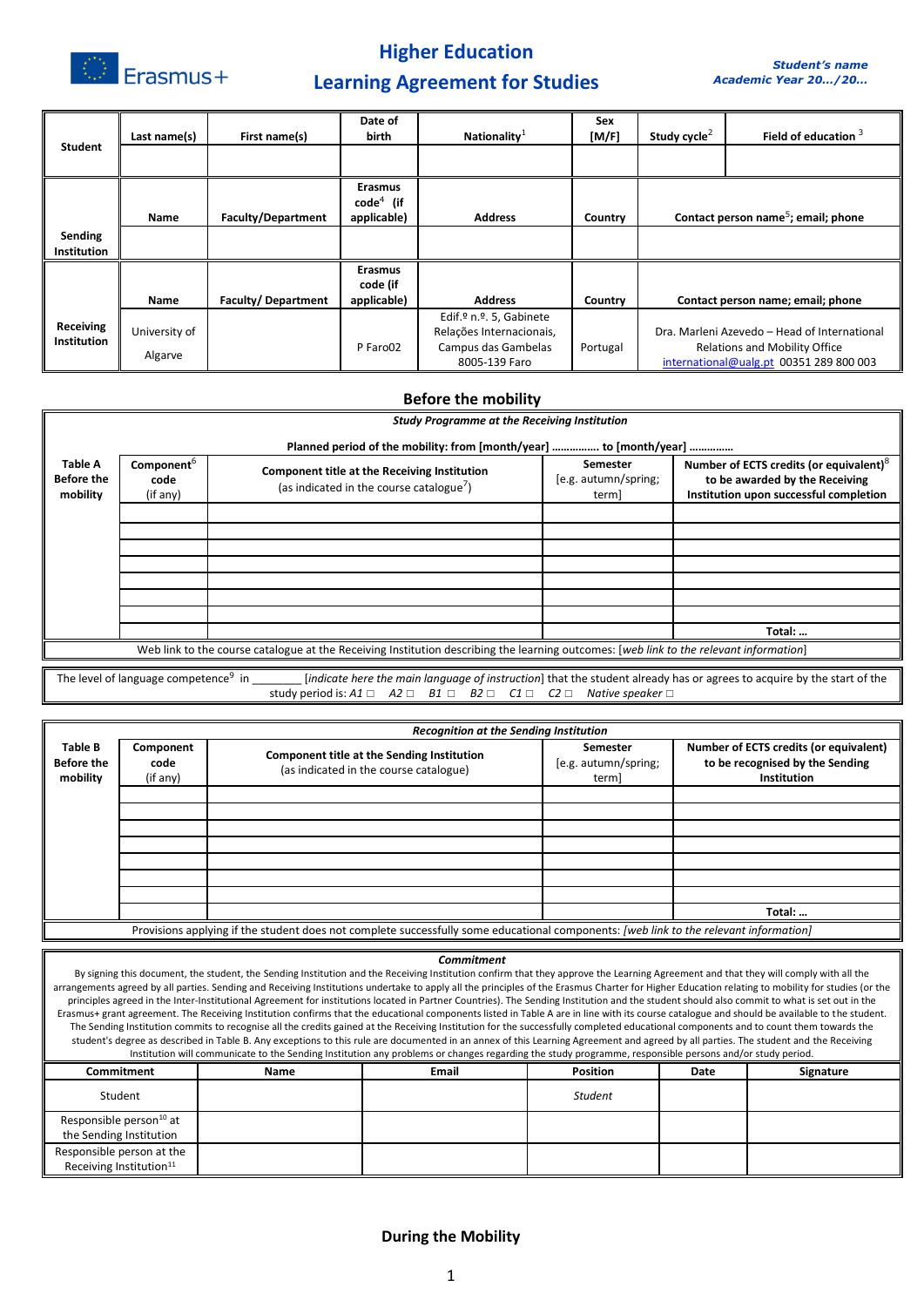Erasmus+

# Higher Education
## Learning Agreement for Studies

*Student's name*
*Academic Year 20…/20…*

| Student | Last name(s) | First name(s) | Date of birth | Nationality[1] | Sex [M/F] | Study cycle[2] | Field of education [3] |
|---|---|---|---|---|---|---|---|
| | | | | | | | |
| **Sending Institution** | **Name** | **Faculty/Department** | **Erasmus code[4] (if applicable)** | **Address** | **Country** | **Contact person name[5]; email; phone** | |
| | | | | | | | |
| **Receiving Institution** | **Name** | **Faculty/ Department** | **Erasmus code (if applicable)** | **Address** | **Country** | **Contact person name; email; phone** | |
| | University of Algarve | | P Faro02 | Edif.º n.º. 5, Gabinete Relações Internacionais, Campus das Gambelas 8005-139 Faro | Portugal | Dra. Marleni Azevedo – Head of International Relations and Mobility Office international@ualg.pt 00351 289 800 003 | |

## Before the mobility

***Study Programme at the Receiving Institution***

**Planned period of the mobility: from [month/year] ……………. to [month/year] ……………**

| Table A Before the mobility | Component[6] code (if any) | Component title at the Receiving Institution (as indicated in the course catalogue[7]) | Semester [e.g. autumn/spring; term] | Number of ECTS credits (or equivalent)[8] to be awarded by the Receiving Institution upon successful completion |
|---|---|---|---|---|
| | | | | |
| | | | | |
| | | | | |
| | | | | |
| | | | | |
| | | | | |
| | | | | |
| | | | | **Total: …** |

Web link to the course catalogue at the Receiving Institution describing the learning outcomes: [*web link to the relevant information*]

The level of language competence[9] in ________ [*indicate here the main language of instruction*] that the student already has or agrees to acquire by the start of the study period is: *A1* □ *A2* □ *B1* □ *B2* □ *C1* □ *C2* □ *Native speaker* □

***Recognition at the Sending Institution***

| Table B Before the mobility | Component code (if any) | Component title at the Sending Institution (as indicated in the course catalogue) | Semester [e.g. autumn/spring; term] | Number of ECTS credits (or equivalent) to be recognised by the Sending Institution |
|---|---|---|---|---|
| | | | | |
| | | | | |
| | | | | |
| | | | | |
| | | | | |
| | | | | |
| | | | | |
| | | | | **Total: …** |

Provisions applying if the student does not complete successfully some educational components: [*web link to the relevant information*]

***Commitment***

By signing this document, the student, the Sending Institution and the Receiving Institution confirm that they approve the Learning Agreement and that they will comply with all the arrangements agreed by all parties. Sending and Receiving Institutions undertake to apply all the principles of the Erasmus Charter for Higher Education relating to mobility for studies (or the principles agreed in the Inter-Institutional Agreement for institutions located in Partner Countries). The Sending Institution and the student should also commit to what is set out in the Erasmus+ grant agreement. The Receiving Institution confirms that the educational components listed in Table A are in line with its course catalogue and should be available to the student. The Sending Institution commits to recognise all the credits gained at the Receiving Institution for the successfully completed educational components and to count them towards the student's degree as described in Table B. Any exceptions to this rule are documented in an annex of this Learning Agreement and agreed by all parties. The student and the Receiving Institution will communicate to the Sending Institution any problems or changes regarding the study programme, responsible persons and/or study period.

| Commitment | Name | Email | Position | Date | Signature |
|---|---|---|---|---|---|
| Student | | | *Student* | | |
| Responsible person[10] at the Sending Institution | | | | | |
| Responsible person at the Receiving Institution[11] | | | | | |

## During the Mobility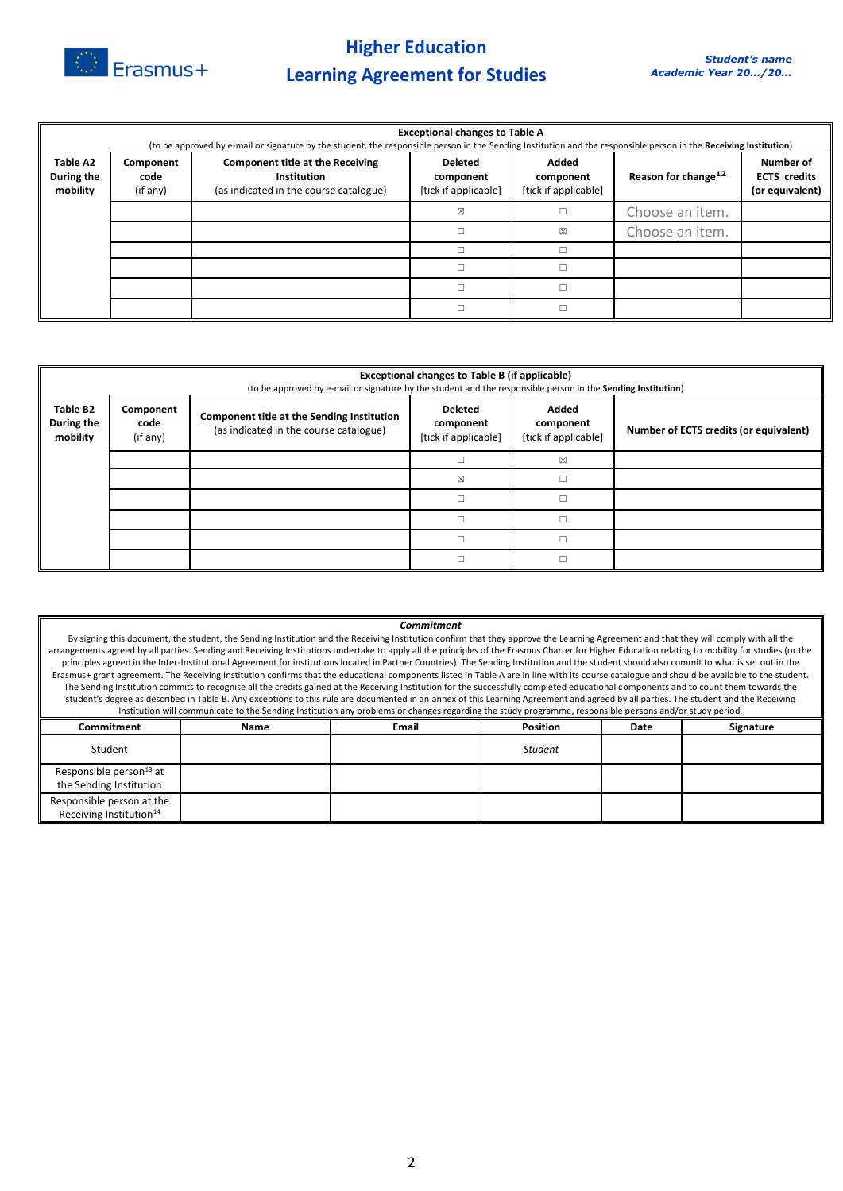# Higher Education
# Learning Agreement for Studies

*Student's name*
*Academic Year 20…/20…*

| Table A2 During the mobility | Exceptional changes to Table A (to be approved by e-mail or signature by the student, the responsible person in the Sending Institution and the responsible person in the **Receiving Institution**) | | | | | |
|---|---|---|---|---|---|---|
| | **Component code** (if any) | **Component title at the Receiving Institution** (as indicated in the course catalogue) | **Deleted component** [tick if applicable] | **Added component** [tick if applicable] | **Reason for change**[12] | **Number of ECTS credits (or equivalent)** |
| | | | ☒ | ☐ | Choose an item. | |
| | | | ☐ | ☒ | Choose an item. | |
| | | | ☐ | ☐ | | |
| | | | ☐ | ☐ | | |
| | | | ☐ | ☐ | | |
| | | | ☐ | ☐ | | |

| Table B2 During the mobility | Exceptional changes to Table B (if applicable) (to be approved by e-mail or signature by the student and the responsible person in the **Sending Institution**) | | | | |
|---|---|---|---|---|---|
| | **Component code** (if any) | **Component title at the Sending Institution** (as indicated in the course catalogue) | **Deleted component** [tick if applicable] | **Added component** [tick if applicable] | **Number of ECTS credits (or equivalent)** |
| | | | ☐ | ☒ | |
| | | | ☒ | ☐ | |
| | | | ☐ | ☐ | |
| | | | ☐ | ☐ | |
| | | | ☐ | ☐ | |
| | | | ☐ | ☐ | |

***Commitment***

By signing this document, the student, the Sending Institution and the Receiving Institution confirm that they approve the Learning Agreement and that they will comply with all the arrangements agreed by all parties. Sending and Receiving Institutions undertake to apply all the principles of the Erasmus Charter for Higher Education relating to mobility for studies (or the principles agreed in the Inter-Institutional Agreement for institutions located in Partner Countries). The Sending Institution and the student should also commit to what is set out in the Erasmus+ grant agreement. The Receiving Institution confirms that the educational components listed in Table A are in line with its course catalogue and should be available to the student. The Sending Institution commits to recognise all the credits gained at the Receiving Institution for the successfully completed educational components and to count them towards the student's degree as described in Table B. Any exceptions to this rule are documented in an annex of this Learning Agreement and agreed by all parties. The student and the Receiving Institution will communicate to the Sending Institution any problems or changes regarding the study programme, responsible persons and/or study period.

| Commitment | Name | Email | Position | Date | Signature |
|---|---|---|---|---|---|
| Student | | | *Student* | | |
| Responsible person[13] at the Sending Institution | | | | | |
| Responsible person at the Receiving Institution[14] | | | | | |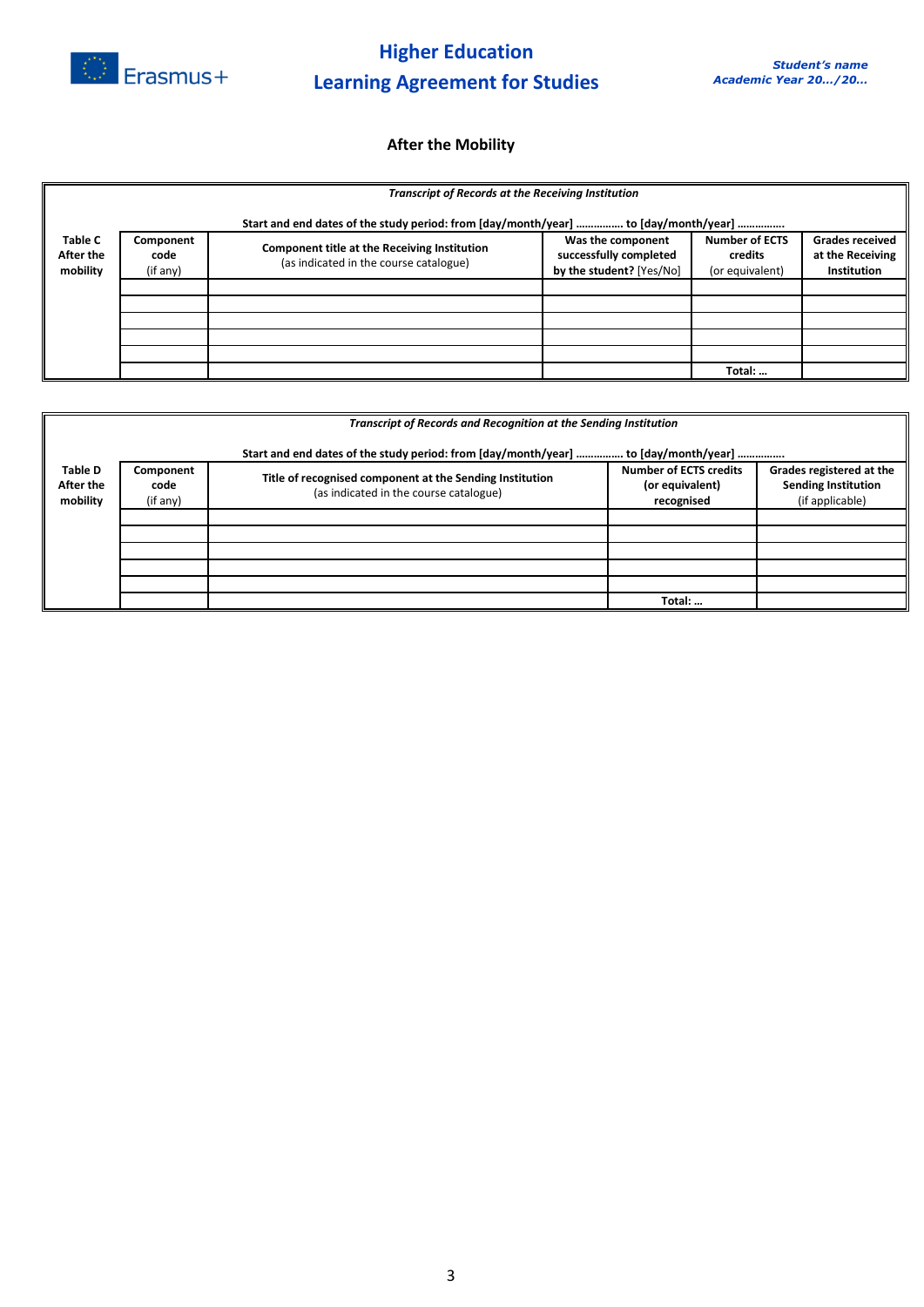## After the Mobility

| Table C After the mobility | *Transcript of Records at the Receiving Institution* Start and end dates of the study period: from [day/month/year] ……………. to [day/month/year] ……………. | | | | |
|---|---|---|---|---|---|
| | **Component code** (if any) | **Component title at the Receiving Institution** (as indicated in the course catalogue) | **Was the component successfully completed by the student?** [Yes/No] | **Number of ECTS credits** (or equivalent) | **Grades received at the Receiving Institution** |
| | | | | | |
| | | | | | |
| | | | | | |
| | | | | | |
| | | | | | |
| | | | | **Total: …** | |

| Table D After the mobility | *Transcript of Records and Recognition at the Sending Institution* Start and end dates of the study period: from [day/month/year] ……………. to [day/month/year] ……………. | | | |
|---|---|---|---|---|
| | **Component code** (if any) | **Title of recognised component at the Sending Institution** (as indicated in the course catalogue) | **Number of ECTS credits (or equivalent) recognised** | **Grades registered at the Sending Institution** (if applicable) |
| | | | | |
| | | | | |
| | | | | |
| | | | | |
| | | | | |
| | | | **Total: …** | |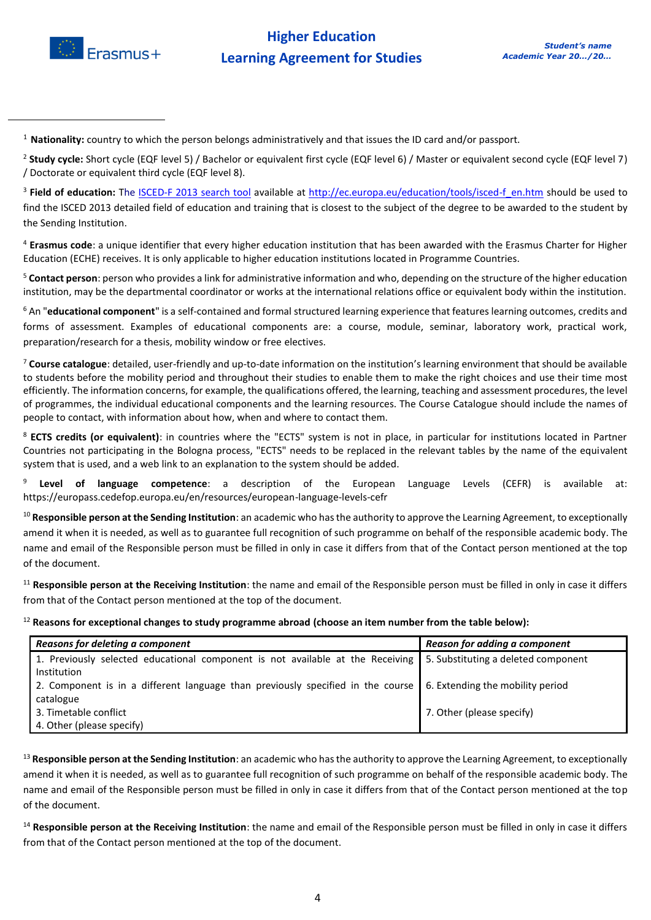[1] **Nationality:** country to which the person belongs administratively and that issues the ID card and/or passport.

[2] **Study cycle:** Short cycle (EQF level 5) / Bachelor or equivalent first cycle (EQF level 6) / Master or equivalent second cycle (EQF level 7) / Doctorate or equivalent third cycle (EQF level 8).

[3] **Field of education:** The [ISCED-F 2013 search tool](http://ec.europa.eu/education/tools/isced-f_en.htm) available at http://ec.europa.eu/education/tools/isced-f_en.htm should be used to find the ISCED 2013 detailed field of education and training that is closest to the subject of the degree to be awarded to the student by the Sending Institution.

[4] **Erasmus code**: a unique identifier that every higher education institution that has been awarded with the Erasmus Charter for Higher Education (ECHE) receives. It is only applicable to higher education institutions located in Programme Countries.

[5] **Contact person**: person who provides a link for administrative information and who, depending on the structure of the higher education institution, may be the departmental coordinator or works at the international relations office or equivalent body within the institution.

[6] An "**educational component**" is a self-contained and formal structured learning experience that features learning outcomes, credits and forms of assessment. Examples of educational components are: a course, module, seminar, laboratory work, practical work, preparation/research for a thesis, mobility window or free electives.

[7] **Course catalogue**: detailed, user-friendly and up-to-date information on the institution's learning environment that should be available to students before the mobility period and throughout their studies to enable them to make the right choices and use their time most efficiently. The information concerns, for example, the qualifications offered, the learning, teaching and assessment procedures, the level of programmes, the individual educational components and the learning resources. The Course Catalogue should include the names of people to contact, with information about how, when and where to contact them.

[8] **ECTS credits (or equivalent)**: in countries where the "ECTS" system is not in place, in particular for institutions located in Partner Countries not participating in the Bologna process, "ECTS" needs to be replaced in the relevant tables by the name of the equivalent system that is used, and a web link to an explanation to the system should be added.

[9] **Level of language competence**: a description of the European Language Levels (CEFR) is available at: https://europass.cedefop.europa.eu/en/resources/european-language-levels-cefr

[10] **Responsible person at the Sending Institution**: an academic who has the authority to approve the Learning Agreement, to exceptionally amend it when it is needed, as well as to guarantee full recognition of such programme on behalf of the responsible academic body. The name and email of the Responsible person must be filled in only in case it differs from that of the Contact person mentioned at the top of the document.

[11] **Responsible person at the Receiving Institution**: the name and email of the Responsible person must be filled in only in case it differs from that of the Contact person mentioned at the top of the document.

[12] **Reasons for exceptional changes to study programme abroad (choose an item number from the table below):**

| *Reasons for deleting a component* | *Reason for adding a component* |
|---|---|
| 1. Previously selected educational component is not available at the Receiving Institution | 5. Substituting a deleted component |
| 2. Component is in a different language than previously specified in the course catalogue | 6. Extending the mobility period |
| 3. Timetable conflict | 7. Other (please specify) |
| 4. Other (please specify) | |

[13] **Responsible person at the Sending Institution**: an academic who has the authority to approve the Learning Agreement, to exceptionally amend it when it is needed, as well as to guarantee full recognition of such programme on behalf of the responsible academic body. The name and email of the Responsible person must be filled in only in case it differs from that of the Contact person mentioned at the top of the document.

[14] **Responsible person at the Receiving Institution**: the name and email of the Responsible person must be filled in only in case it differs from that of the Contact person mentioned at the top of the document.